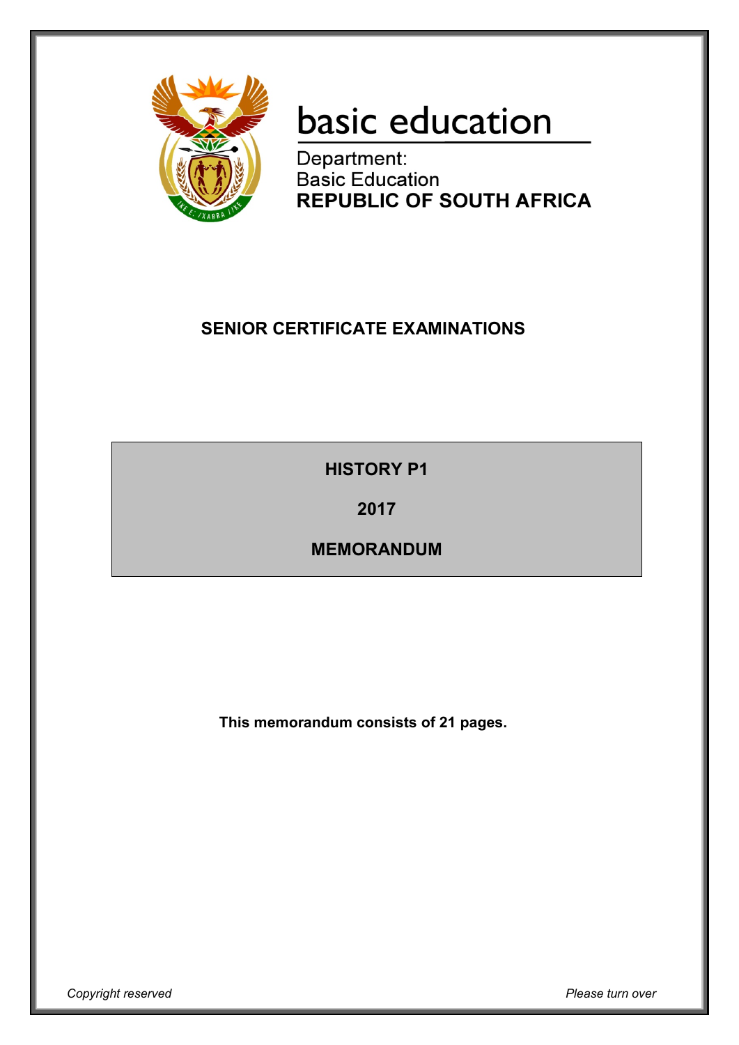basic education

Department:
Basic Education
**REPUBLIC OF SOUTH AFRICA**

**SENIOR CERTIFICATE EXAMINATIONS**

**HISTORY P1**

**2017**

**MEMORANDUM**

**This memorandum consists of 21 pages.**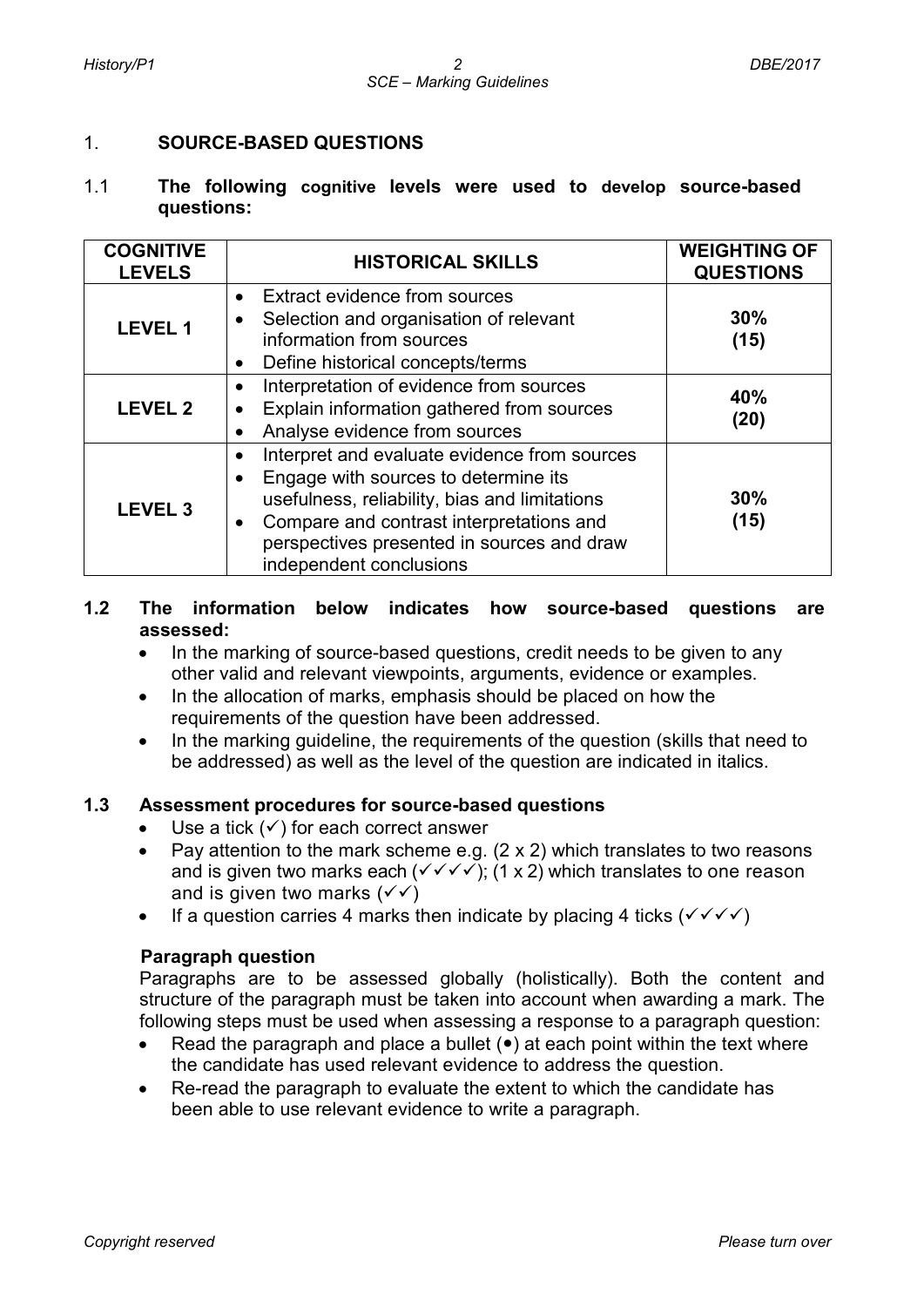## 1. SOURCE-BASED QUESTIONS

### 1.1 The following cognitive levels were used to develop source-based questions:

| COGNITIVE LEVELS | HISTORICAL SKILLS | WEIGHTING OF QUESTIONS |
|---|---|---|
| **LEVEL 1** | • Extract evidence from sources<br>• Selection and organisation of relevant information from sources<br>• Define historical concepts/terms | **30%<br>(15)** |
| **LEVEL 2** | • Interpretation of evidence from sources<br>• Explain information gathered from sources<br>• Analyse evidence from sources | **40%<br>(20)** |
| **LEVEL 3** | • Interpret and evaluate evidence from sources<br>• Engage with sources to determine its usefulness, reliability, bias and limitations<br>• Compare and contrast interpretations and perspectives presented in sources and draw independent conclusions | **30%<br>(15)** |

### 1.2 The information below indicates how source-based questions are assessed:

- In the marking of source-based questions, credit needs to be given to any other valid and relevant viewpoints, arguments, evidence or examples.
- In the allocation of marks, emphasis should be placed on how the requirements of the question have been addressed.
- In the marking guideline, the requirements of the question (skills that need to be addressed) as well as the level of the question are indicated in italics.

### 1.3 Assessment procedures for source-based questions

- Use a tick (✓) for each correct answer
- Pay attention to the mark scheme e.g. (2 x 2) which translates to two reasons and is given two marks each (✓✓✓✓); (1 x 2) which translates to one reason and is given two marks (✓✓)
- If a question carries 4 marks then indicate by placing 4 ticks (✓✓✓✓)

**Paragraph question**

Paragraphs are to be assessed globally (holistically). Both the content and structure of the paragraph must be taken into account when awarding a mark. The following steps must be used when assessing a response to a paragraph question:

- Read the paragraph and place a bullet (•) at each point within the text where the candidate has used relevant evidence to address the question.
- Re-read the paragraph to evaluate the extent to which the candidate has been able to use relevant evidence to write a paragraph.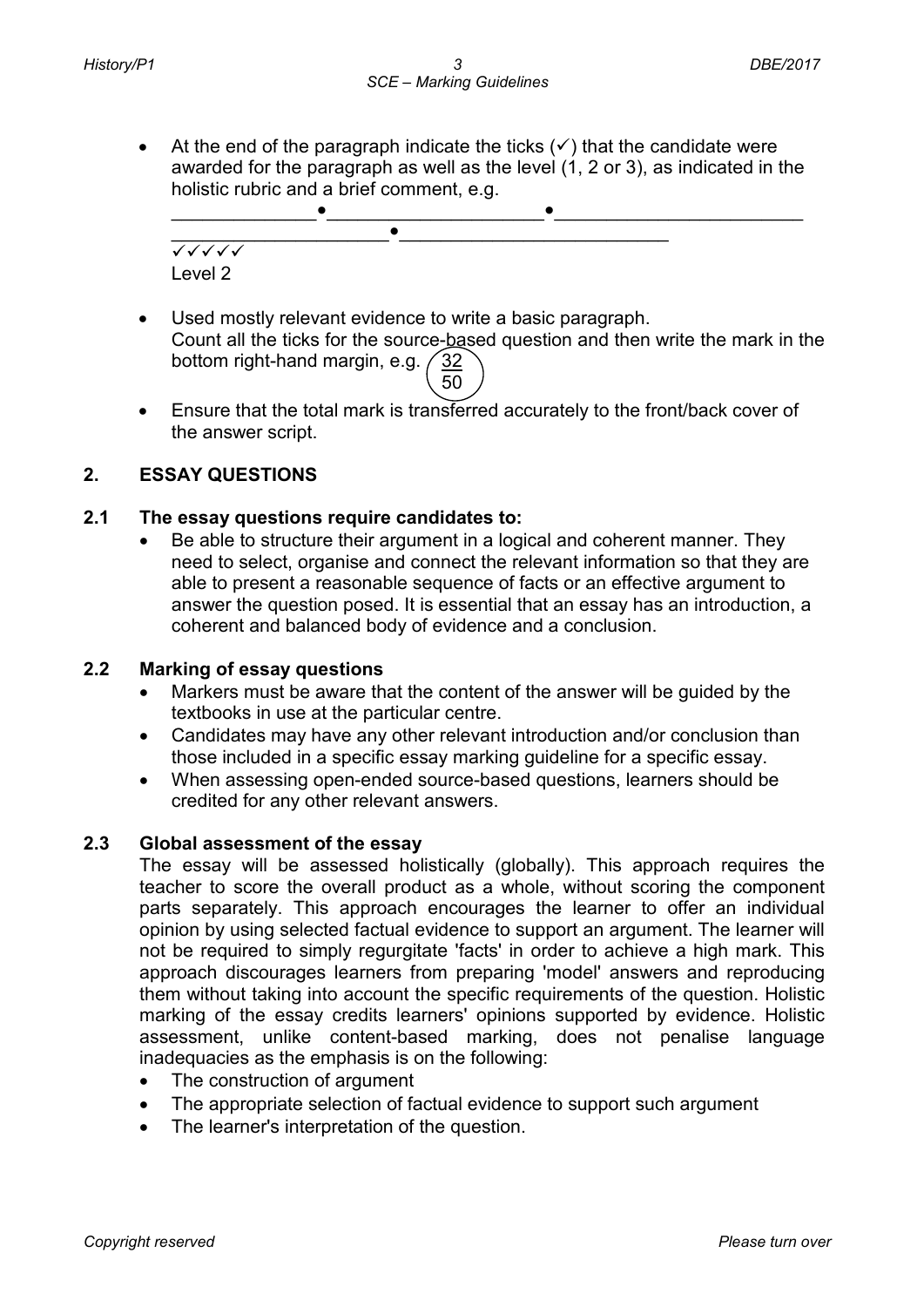- At the end of the paragraph indicate the ticks (✓) that the candidate were awarded for the paragraph as well as the level (1, 2 or 3), as indicated in the holistic rubric and a brief comment, e.g.

  \_\_\_\_\_\_\_\_\_\_\_\_\_\_●\_\_\_\_\_\_\_\_\_\_\_\_\_\_\_\_\_\_\_\_●\_\_\_\_\_\_\_\_\_\_\_\_\_\_\_\_\_\_\_\_\_\_\_\_
  \_\_\_\_\_\_\_\_\_\_\_\_\_\_\_\_\_\_\_\_●\_\_\_\_\_\_\_\_\_\_\_\_\_\_\_\_\_\_\_\_\_\_\_\_\_\_
  ✓✓✓✓✓
  Level 2

- Used mostly relevant evidence to write a basic paragraph.
  Count all the ticks for the source-based question and then write the mark in the bottom right-hand margin, e.g. 32/50
- Ensure that the total mark is transferred accurately to the front/back cover of the answer script.

## 2. ESSAY QUESTIONS

### 2.1 The essay questions require candidates to:

- Be able to structure their argument in a logical and coherent manner. They need to select, organise and connect the relevant information so that they are able to present a reasonable sequence of facts or an effective argument to answer the question posed. It is essential that an essay has an introduction, a coherent and balanced body of evidence and a conclusion.

### 2.2 Marking of essay questions

- Markers must be aware that the content of the answer will be guided by the textbooks in use at the particular centre.
- Candidates may have any other relevant introduction and/or conclusion than those included in a specific essay marking guideline for a specific essay.
- When assessing open-ended source-based questions, learners should be credited for any other relevant answers.

### 2.3 Global assessment of the essay

The essay will be assessed holistically (globally). This approach requires the teacher to score the overall product as a whole, without scoring the component parts separately. This approach encourages the learner to offer an individual opinion by using selected factual evidence to support an argument. The learner will not be required to simply regurgitate 'facts' in order to achieve a high mark. This approach discourages learners from preparing 'model' answers and reproducing them without taking into account the specific requirements of the question. Holistic marking of the essay credits learners' opinions supported by evidence. Holistic assessment, unlike content-based marking, does not penalise language inadequacies as the emphasis is on the following:

- The construction of argument
- The appropriate selection of factual evidence to support such argument
- The learner's interpretation of the question.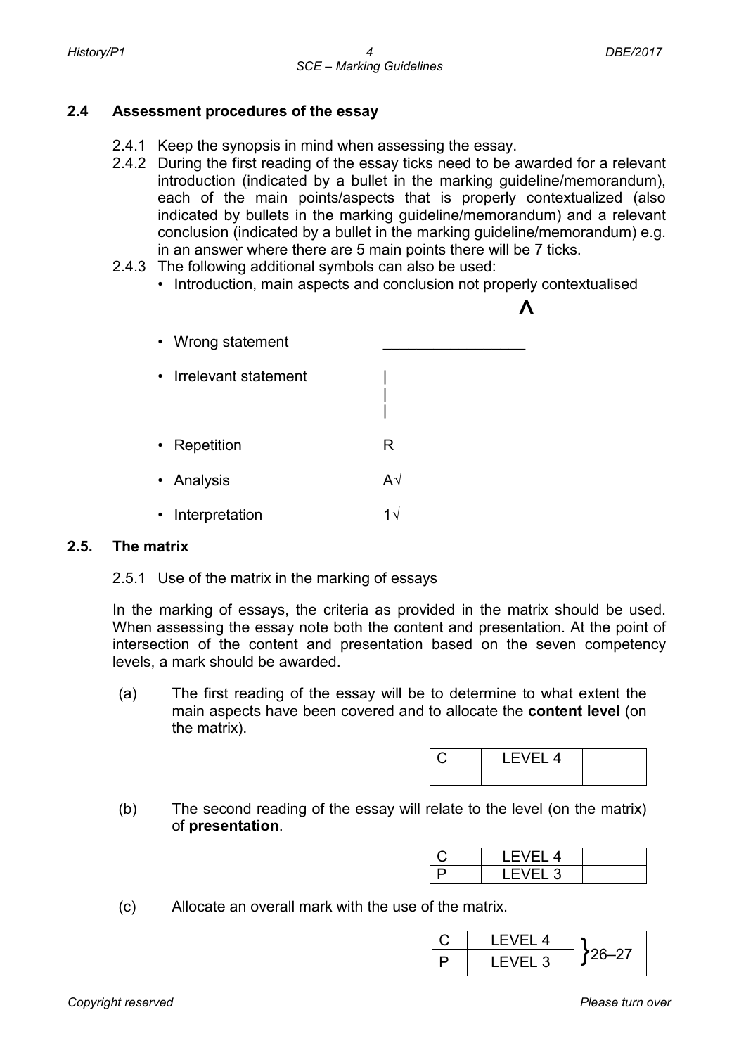## 2.4 Assessment procedures of the essay

2.4.1 Keep the synopsis in mind when assessing the essay.

2.4.2 During the first reading of the essay ticks need to be awarded for a relevant introduction (indicated by a bullet in the marking guideline/memorandum), each of the main points/aspects that is properly contextualized (also indicated by bullets in the marking guideline/memorandum) and a relevant conclusion (indicated by a bullet in the marking guideline/memorandum) e.g. in an answer where there are 5 main points there will be 7 ticks.

2.4.3 The following additional symbols can also be used:

- Introduction, main aspects and conclusion not properly contextualised &nbsp;&nbsp;&nbsp;&nbsp; Λ
- Wrong statement &nbsp;&nbsp;&nbsp;&nbsp; _________________
- Irrelevant statement &nbsp;&nbsp;&nbsp;&nbsp; |
- Repetition &nbsp;&nbsp;&nbsp;&nbsp; R
- Analysis &nbsp;&nbsp;&nbsp;&nbsp; A√
- Interpretation &nbsp;&nbsp;&nbsp;&nbsp; 1√

## 2.5. The matrix

2.5.1 Use of the matrix in the marking of essays

In the marking of essays, the criteria as provided in the matrix should be used. When assessing the essay note both the content and presentation. At the point of intersection of the content and presentation based on the seven competency levels, a mark should be awarded.

(a) The first reading of the essay will be to determine to what extent the main aspects have been covered and to allocate the **content level** (on the matrix).

| C | LEVEL 4 | |
|---|---|---|
| | | |

(b) The second reading of the essay will relate to the level (on the matrix) of **presentation**.

| C | LEVEL 4 | |
|---|---|---|
| P | LEVEL 3 | |

(c) Allocate an overall mark with the use of the matrix.

| C | LEVEL 4 | }26–27 |
|---|---|---|
| P | LEVEL 3 | |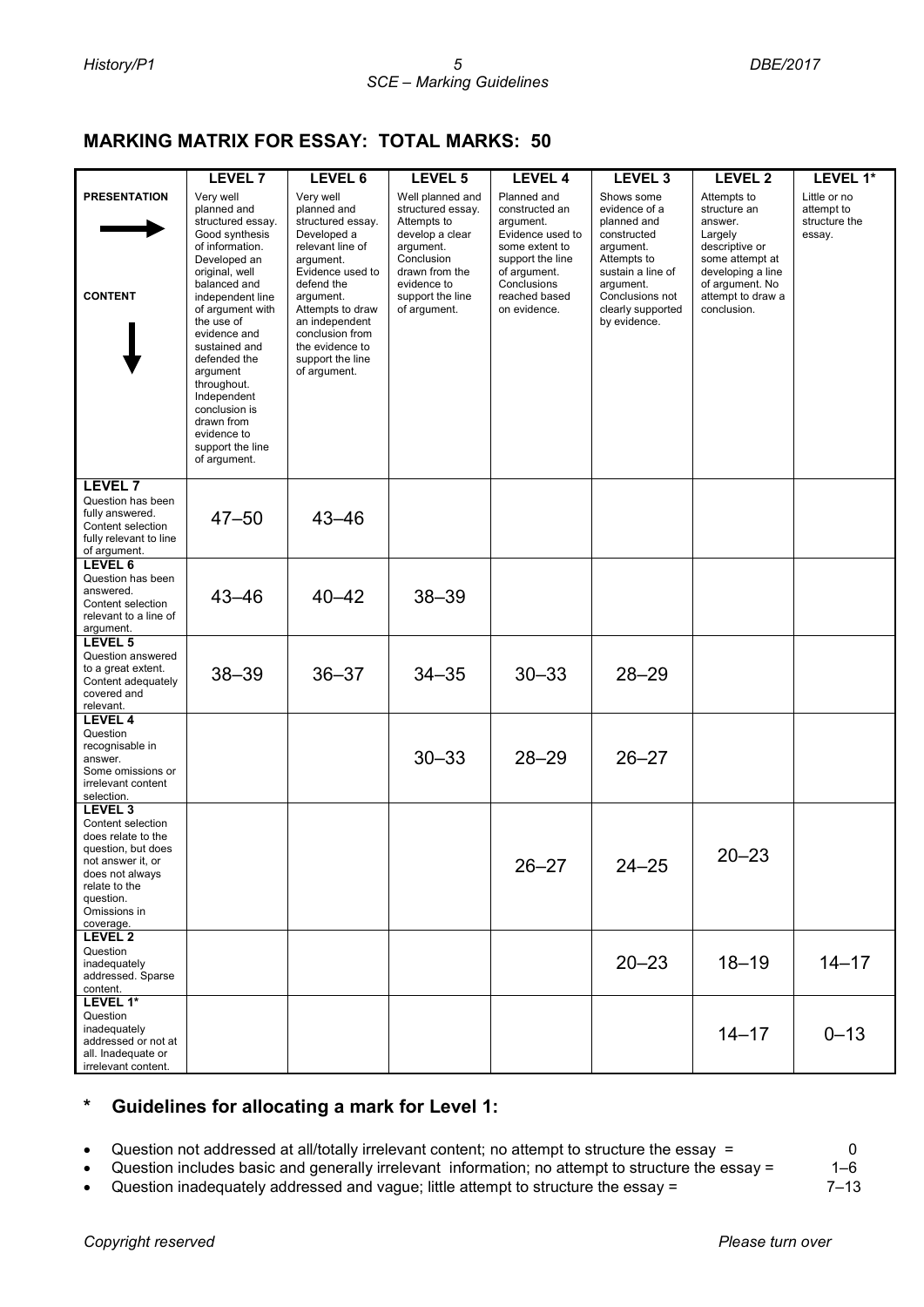## MARKING MATRIX FOR ESSAY: TOTAL MARKS: 50

| PRESENTATION → / CONTENT ↓ | LEVEL 7 | LEVEL 6 | LEVEL 5 | LEVEL 4 | LEVEL 3 | LEVEL 2 | LEVEL 1* |
|---|---|---|---|---|---|---|---|
| | Very well planned and structured essay. Good synthesis of information. Developed an original, well balanced and independent line of argument with the use of evidence and sustained and defended the argument throughout. Independent conclusion is drawn from evidence to support the line of argument. | Very well planned and structured essay. Developed a relevant line of argument. Evidence used to defend the argument. Attempts to draw an independent conclusion from the evidence to support the line of argument. | Well planned and structured essay. Attempts to develop a clear argument. Conclusion drawn from the evidence to support the line of argument. | Planned and constructed an argument. Evidence used to some extent to support the line of argument. Conclusions reached based on evidence. | Shows some evidence of a planned and constructed argument. Attempts to sustain a line of argument. Conclusions not clearly supported by evidence. | Attempts to structure an answer. Largely descriptive or some attempt at developing a line of argument. No attempt to draw a conclusion. | Little or no attempt to structure the essay. |
| **LEVEL 7** Question has been fully answered. Content selection fully relevant to line of argument. | 47–50 | 43–46 | | | | | |
| **LEVEL 6** Question has been answered. Content selection relevant to a line of argument. | 43–46 | 40–42 | 38–39 | | | | |
| **LEVEL 5** Question answered to a great extent. Content adequately covered and relevant. | 38–39 | 36–37 | 34–35 | 30–33 | 28–29 | | |
| **LEVEL 4** Question recognisable in answer. Some omissions or irrelevant content selection. | | | 30–33 | 28–29 | 26–27 | | |
| **LEVEL 3** Content selection does relate to the question, but does not answer it, or does not always relate to the question. Omissions in coverage. | | | | 26–27 | 24–25 | 20–23 | |
| **LEVEL 2** Question inadequately addressed. Sparse content. | | | | | 20–23 | 18–19 | 14–17 |
| **LEVEL 1*** Question inadequately addressed or not at all. Inadequate or irrelevant content. | | | | | | 14–17 | 0–13 |

### * Guidelines for allocating a mark for Level 1:

- Question not addressed at all/totally irrelevant content; no attempt to structure the essay = 0
- Question includes basic and generally irrelevant information; no attempt to structure the essay = 1–6
- Question inadequately addressed and vague; little attempt to structure the essay = 7–13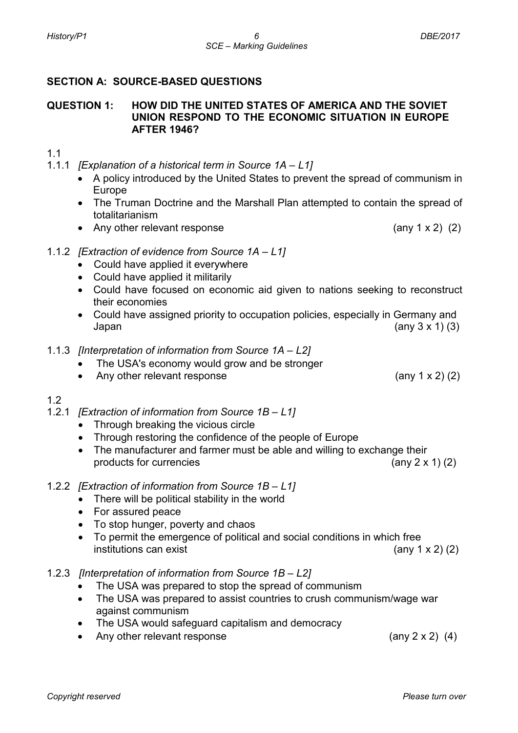## SECTION A: SOURCE-BASED QUESTIONS

### QUESTION 1: HOW DID THE UNITED STATES OF AMERICA AND THE SOVIET UNION RESPOND TO THE ECONOMIC SITUATION IN EUROPE AFTER 1946?

1.1

1.1.1 *[Explanation of a historical term in Source 1A – L1]*

- A policy introduced by the United States to prevent the spread of communism in Europe
- The Truman Doctrine and the Marshall Plan attempted to contain the spread of totalitarianism
- Any other relevant response (any 1 x 2) (2)

1.1.2 *[Extraction of evidence from Source 1A – L1]*

- Could have applied it everywhere
- Could have applied it militarily
- Could have focused on economic aid given to nations seeking to reconstruct their economies
- Could have assigned priority to occupation policies, especially in Germany and Japan (any 3 x 1) (3)

1.1.3 *[Interpretation of information from Source 1A – L2]*

- The USA's economy would grow and be stronger
- Any other relevant response (any 1 x 2) (2)

1.2

1.2.1 *[Extraction of information from Source 1B – L1]*

- Through breaking the vicious circle
- Through restoring the confidence of the people of Europe
- The manufacturer and farmer must be able and willing to exchange their products for currencies (any 2 x 1) (2)

1.2.2 *[Extraction of information from Source 1B – L1]*

- There will be political stability in the world
- For assured peace
- To stop hunger, poverty and chaos
- To permit the emergence of political and social conditions in which free institutions can exist (any 1 x 2) (2)

1.2.3 *[Interpretation of information from Source 1B – L2]*

- The USA was prepared to stop the spread of communism
- The USA was prepared to assist countries to crush communism/wage war against communism
- The USA would safeguard capitalism and democracy
- Any other relevant response (any 2 x 2) (4)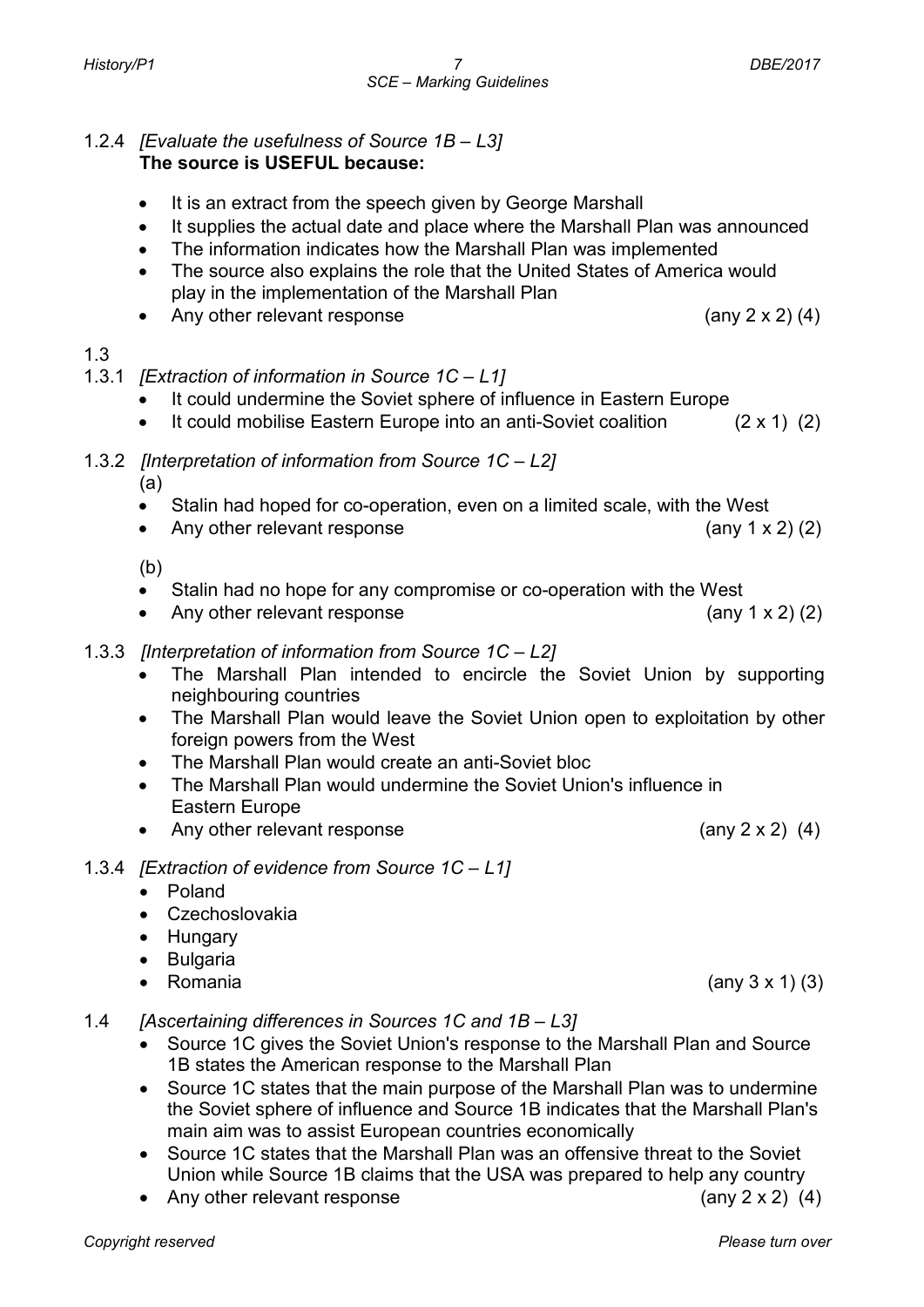1.2.4 *[Evaluate the usefulness of Source 1B – L3]*
**The source is USEFUL because:**

- It is an extract from the speech given by George Marshall
- It supplies the actual date and place where the Marshall Plan was announced
- The information indicates how the Marshall Plan was implemented
- The source also explains the role that the United States of America would play in the implementation of the Marshall Plan
- Any other relevant response (any 2 x 2) (4)

1.3

1.3.1 *[Extraction of information in Source 1C – L1]*

- It could undermine the Soviet sphere of influence in Eastern Europe
- It could mobilise Eastern Europe into an anti-Soviet coalition (2 x 1) (2)

1.3.2 *[Interpretation of information from Source 1C – L2]*

(a)

- Stalin had hoped for co-operation, even on a limited scale, with the West
- Any other relevant response (any 1 x 2) (2)

(b)

- Stalin had no hope for any compromise or co-operation with the West
- Any other relevant response (any 1 x 2) (2)

1.3.3 *[Interpretation of information from Source 1C – L2]*

- The Marshall Plan intended to encircle the Soviet Union by supporting neighbouring countries
- The Marshall Plan would leave the Soviet Union open to exploitation by other foreign powers from the West
- The Marshall Plan would create an anti-Soviet bloc
- The Marshall Plan would undermine the Soviet Union's influence in Eastern Europe
- Any other relevant response (any 2 x 2) (4)

1.3.4 *[Extraction of evidence from Source 1C – L1]*

- Poland
- Czechoslovakia
- Hungary
- Bulgaria
- Romania (any 3 x 1) (3)

1.4 *[Ascertaining differences in Sources 1C and 1B – L3]*

- Source 1C gives the Soviet Union's response to the Marshall Plan and Source 1B states the American response to the Marshall Plan
- Source 1C states that the main purpose of the Marshall Plan was to undermine the Soviet sphere of influence and Source 1B indicates that the Marshall Plan's main aim was to assist European countries economically
- Source 1C states that the Marshall Plan was an offensive threat to the Soviet Union while Source 1B claims that the USA was prepared to help any country
- Any other relevant response (any 2 x 2) (4)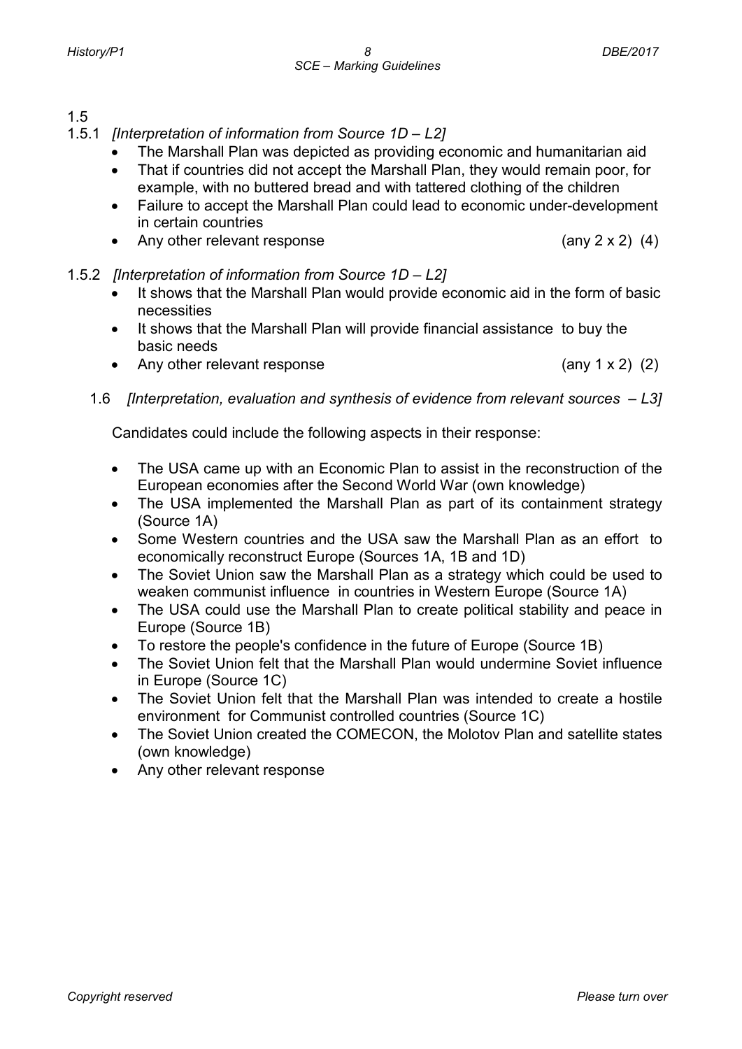1.5

1.5.1 *[Interpretation of information from Source 1D – L2]*

- The Marshall Plan was depicted as providing economic and humanitarian aid
- That if countries did not accept the Marshall Plan, they would remain poor, for example, with no buttered bread and with tattered clothing of the children
- Failure to accept the Marshall Plan could lead to economic under-development in certain countries
- Any other relevant response (any 2 x 2) (4)

1.5.2 *[Interpretation of information from Source 1D – L2]*

- It shows that the Marshall Plan would provide economic aid in the form of basic necessities
- It shows that the Marshall Plan will provide financial assistance to buy the basic needs
- Any other relevant response (any 1 x 2) (2)

1.6 *[Interpretation, evaluation and synthesis of evidence from relevant sources – L3]*

Candidates could include the following aspects in their response:

- The USA came up with an Economic Plan to assist in the reconstruction of the European economies after the Second World War (own knowledge)
- The USA implemented the Marshall Plan as part of its containment strategy (Source 1A)
- Some Western countries and the USA saw the Marshall Plan as an effort to economically reconstruct Europe (Sources 1A, 1B and 1D)
- The Soviet Union saw the Marshall Plan as a strategy which could be used to weaken communist influence in countries in Western Europe (Source 1A)
- The USA could use the Marshall Plan to create political stability and peace in Europe (Source 1B)
- To restore the people's confidence in the future of Europe (Source 1B)
- The Soviet Union felt that the Marshall Plan would undermine Soviet influence in Europe (Source 1C)
- The Soviet Union felt that the Marshall Plan was intended to create a hostile environment for Communist controlled countries (Source 1C)
- The Soviet Union created the COMECON, the Molotov Plan and satellite states (own knowledge)
- Any other relevant response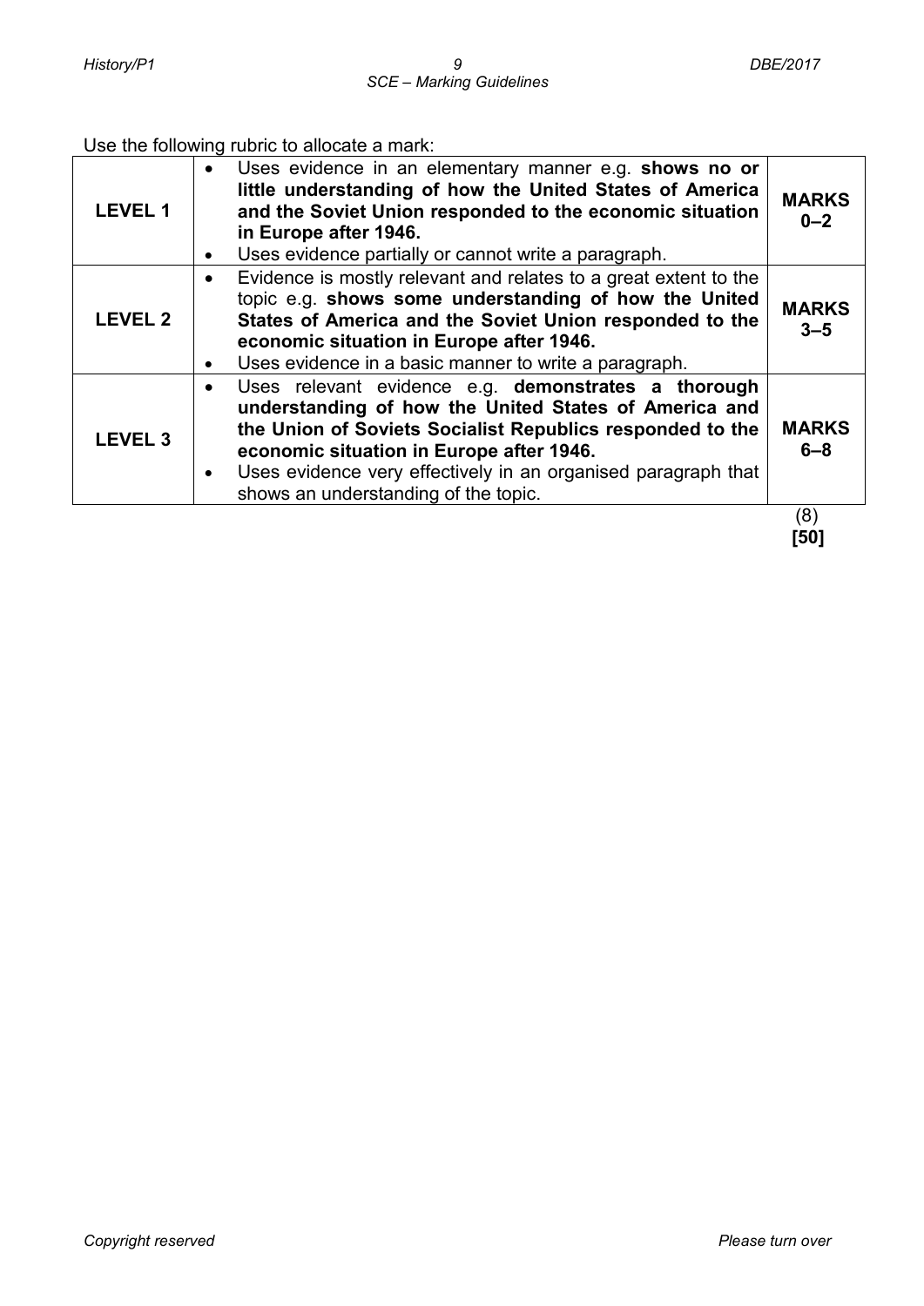Use the following rubric to allocate a mark:

| | | |
|---|---|---|
| **LEVEL 1** | • Uses evidence in an elementary manner e.g. **shows no or little understanding of how the United States of America and the Soviet Union responded to the economic situation in Europe after 1946.**<br>• Uses evidence partially or cannot write a paragraph. | **MARKS 0–2** |
| **LEVEL 2** | • Evidence is mostly relevant and relates to a great extent to the topic e.g. **shows some understanding of how the United States of America and the Soviet Union responded to the economic situation in Europe after 1946.**<br>• Uses evidence in a basic manner to write a paragraph. | **MARKS 3–5** |
| **LEVEL 3** | • Uses relevant evidence e.g. **demonstrates a thorough understanding of how the United States of America and the Union of Soviets Socialist Republics responded to the economic situation in Europe after 1946.**<br>• Uses evidence very effectively in an organised paragraph that shows an understanding of the topic. | **MARKS 6–8** |

(8)
**[50]**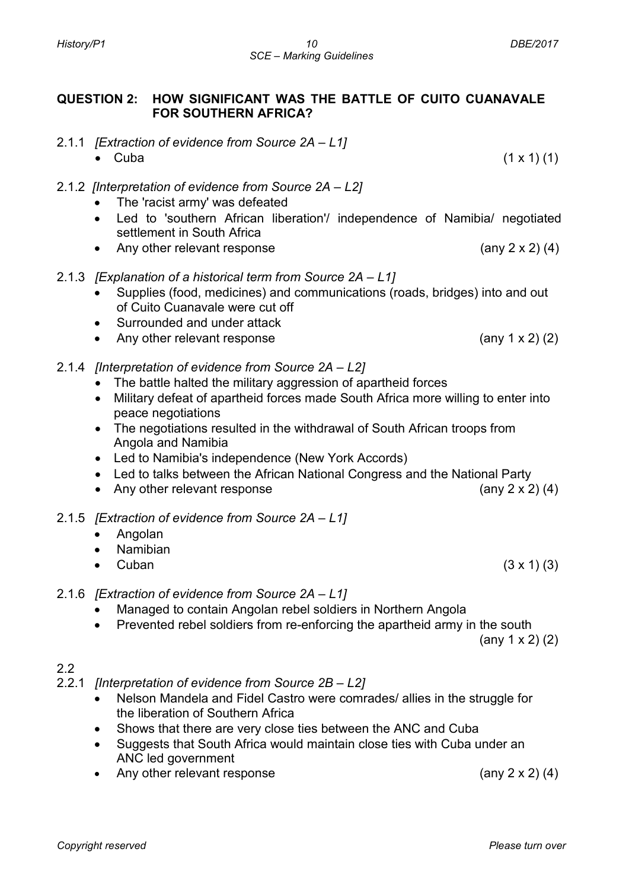## QUESTION 2: HOW SIGNIFICANT WAS THE BATTLE OF CUITO CUANAVALE FOR SOUTHERN AFRICA?

2.1.1 *[Extraction of evidence from Source 2A – L1]*

- Cuba (1 x 1) (1)

2.1.2 *[Interpretation of evidence from Source 2A – L2]*

- The 'racist army' was defeated
- Led to 'southern African liberation'/ independence of Namibia/ negotiated settlement in South Africa
- Any other relevant response (any 2 x 2) (4)

2.1.3 *[Explanation of a historical term from Source 2A – L1]*

- Supplies (food, medicines) and communications (roads, bridges) into and out of Cuito Cuanavale were cut off
- Surrounded and under attack
- Any other relevant response (any 1 x 2) (2)

2.1.4 *[Interpretation of evidence from Source 2A – L2]*

- The battle halted the military aggression of apartheid forces
- Military defeat of apartheid forces made South Africa more willing to enter into peace negotiations
- The negotiations resulted in the withdrawal of South African troops from Angola and Namibia
- Led to Namibia's independence (New York Accords)
- Led to talks between the African National Congress and the National Party
- Any other relevant response (any 2 x 2) (4)

2.1.5 *[Extraction of evidence from Source 2A – L1]*

- Angolan
- Namibian
- Cuban (3 x 1) (3)

2.1.6 *[Extraction of evidence from Source 2A – L1]*

- Managed to contain Angolan rebel soldiers in Northern Angola
- Prevented rebel soldiers from re-enforcing the apartheid army in the south

(any 1 x 2) (2)

2.2

2.2.1 *[Interpretation of evidence from Source 2B – L2]*

- Nelson Mandela and Fidel Castro were comrades/ allies in the struggle for the liberation of Southern Africa
- Shows that there are very close ties between the ANC and Cuba
- Suggests that South Africa would maintain close ties with Cuba under an ANC led government
- Any other relevant response (any 2 x 2) (4)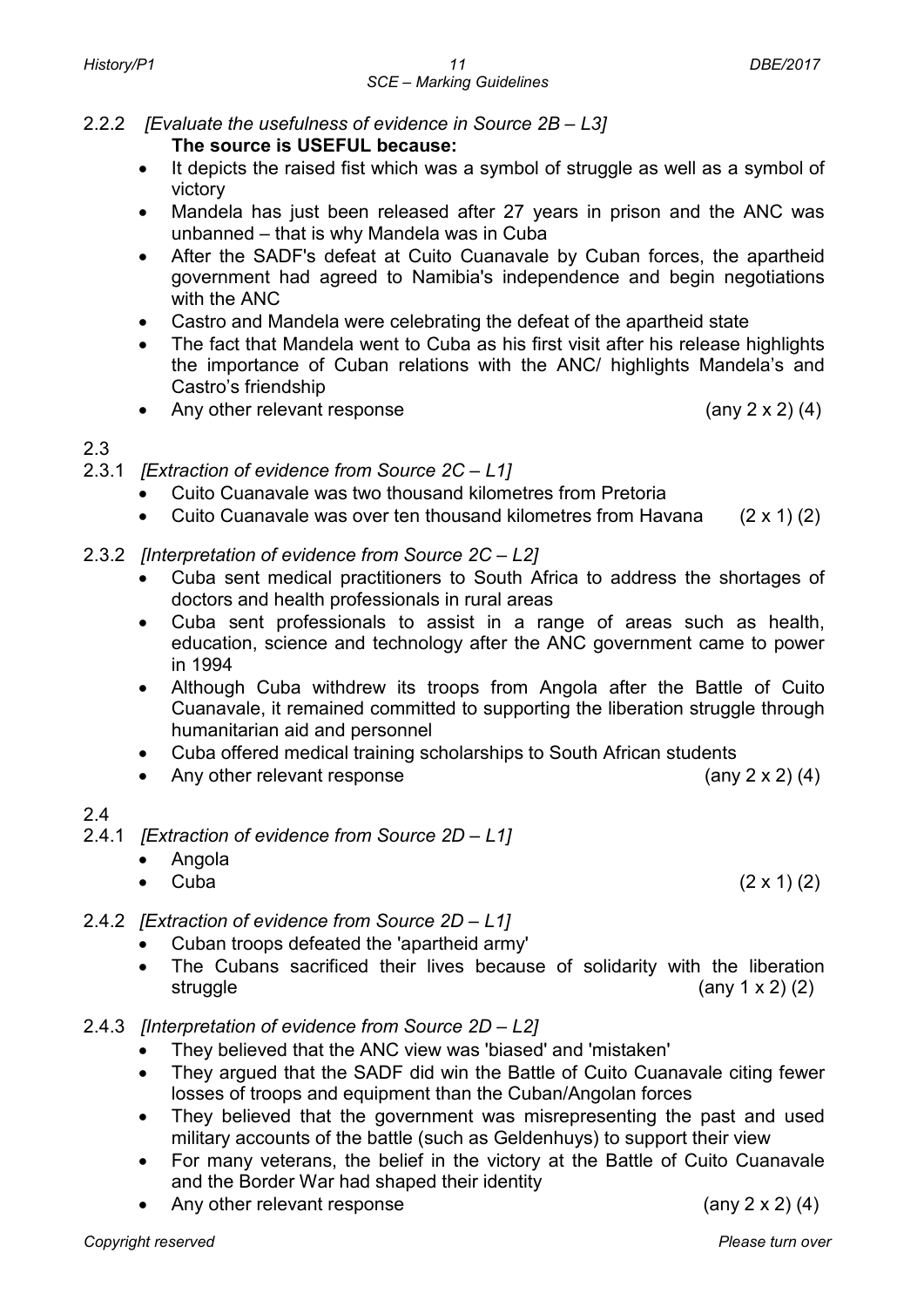2.2.2 *[Evaluate the usefulness of evidence in Source 2B – L3]*

**The source is USEFUL because:**

- It depicts the raised fist which was a symbol of struggle as well as a symbol of victory
- Mandela has just been released after 27 years in prison and the ANC was unbanned – that is why Mandela was in Cuba
- After the SADF's defeat at Cuito Cuanavale by Cuban forces, the apartheid government had agreed to Namibia's independence and begin negotiations with the ANC
- Castro and Mandela were celebrating the defeat of the apartheid state
- The fact that Mandela went to Cuba as his first visit after his release highlights the importance of Cuban relations with the ANC/ highlights Mandela's and Castro's friendship
- Any other relevant response (any 2 x 2) (4)

2.3

2.3.1 *[Extraction of evidence from Source 2C – L1]*

- Cuito Cuanavale was two thousand kilometres from Pretoria
- Cuito Cuanavale was over ten thousand kilometres from Havana (2 x 1) (2)

2.3.2 *[Interpretation of evidence from Source 2C – L2]*

- Cuba sent medical practitioners to South Africa to address the shortages of doctors and health professionals in rural areas
- Cuba sent professionals to assist in a range of areas such as health, education, science and technology after the ANC government came to power in 1994
- Although Cuba withdrew its troops from Angola after the Battle of Cuito Cuanavale, it remained committed to supporting the liberation struggle through humanitarian aid and personnel
- Cuba offered medical training scholarships to South African students
- Any other relevant response (any 2 x 2) (4)

2.4

2.4.1 *[Extraction of evidence from Source 2D – L1]*

- Angola
- Cuba (2 x 1) (2)

2.4.2 *[Extraction of evidence from Source 2D – L1]*

- Cuban troops defeated the 'apartheid army'
- The Cubans sacrificed their lives because of solidarity with the liberation struggle (any 1 x 2) (2)

2.4.3 *[Interpretation of evidence from Source 2D – L2]*

- They believed that the ANC view was 'biased' and 'mistaken'
- They argued that the SADF did win the Battle of Cuito Cuanavale citing fewer losses of troops and equipment than the Cuban/Angolan forces
- They believed that the government was misrepresenting the past and used military accounts of the battle (such as Geldenhuys) to support their view
- For many veterans, the belief in the victory at the Battle of Cuito Cuanavale and the Border War had shaped their identity
- Any other relevant response (any 2 x 2) (4)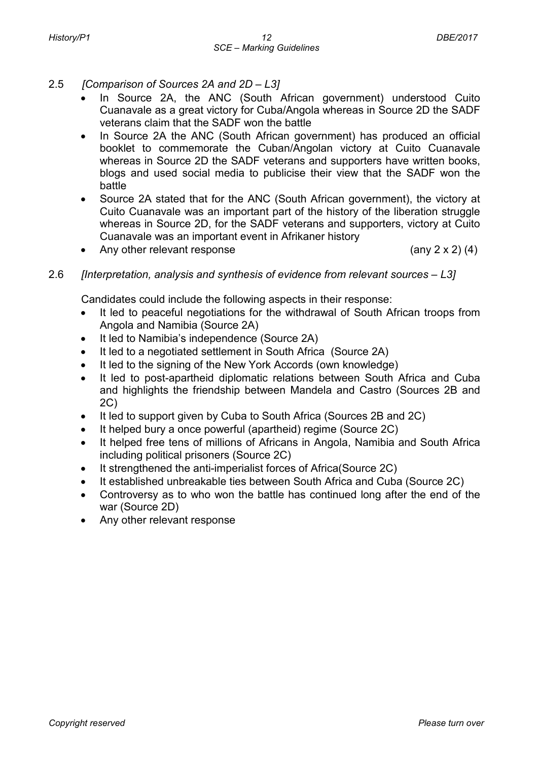2.5 *[Comparison of Sources 2A and 2D – L3]*

- In Source 2A, the ANC (South African government) understood Cuito Cuanavale as a great victory for Cuba/Angola whereas in Source 2D the SADF veterans claim that the SADF won the battle
- In Source 2A the ANC (South African government) has produced an official booklet to commemorate the Cuban/Angolan victory at Cuito Cuanavale whereas in Source 2D the SADF veterans and supporters have written books, blogs and used social media to publicise their view that the SADF won the battle
- Source 2A stated that for the ANC (South African government), the victory at Cuito Cuanavale was an important part of the history of the liberation struggle whereas in Source 2D, for the SADF veterans and supporters, victory at Cuito Cuanavale was an important event in Afrikaner history
- Any other relevant response (any 2 x 2) (4)

2.6 *[Interpretation, analysis and synthesis of evidence from relevant sources – L3]*

Candidates could include the following aspects in their response:

- It led to peaceful negotiations for the withdrawal of South African troops from Angola and Namibia (Source 2A)
- It led to Namibia's independence (Source 2A)
- It led to a negotiated settlement in South Africa (Source 2A)
- It led to the signing of the New York Accords (own knowledge)
- It led to post-apartheid diplomatic relations between South Africa and Cuba and highlights the friendship between Mandela and Castro (Sources 2B and 2C)
- It led to support given by Cuba to South Africa (Sources 2B and 2C)
- It helped bury a once powerful (apartheid) regime (Source 2C)
- It helped free tens of millions of Africans in Angola, Namibia and South Africa including political prisoners (Source 2C)
- It strengthened the anti-imperialist forces of Africa(Source 2C)
- It established unbreakable ties between South Africa and Cuba (Source 2C)
- Controversy as to who won the battle has continued long after the end of the war (Source 2D)
- Any other relevant response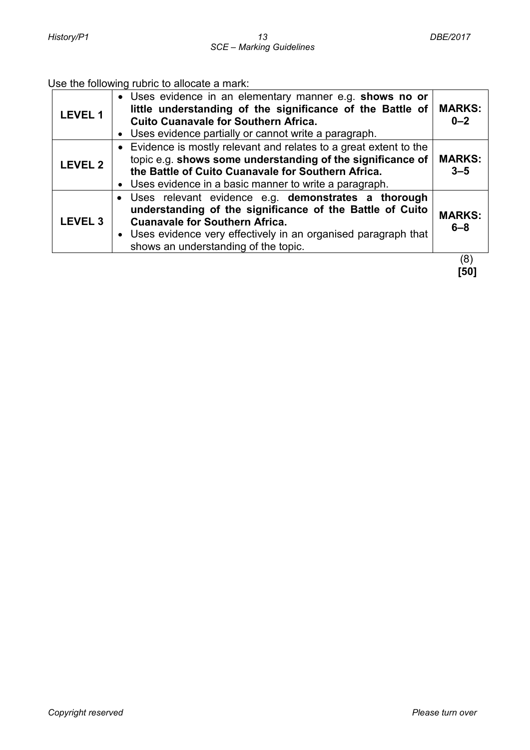Use the following rubric to allocate a mark:

| | | |
|---|---|---|
| **LEVEL 1** | • Uses evidence in an elementary manner e.g. **shows no or little understanding of the significance of the Battle of Cuito Cuanavale for Southern Africa.**<br>• Uses evidence partially or cannot write a paragraph. | **MARKS: 0–2** |
| **LEVEL 2** | • Evidence is mostly relevant and relates to a great extent to the topic e.g. **shows some understanding of the significance of the Battle of Cuito Cuanavale for Southern Africa.**<br>• Uses evidence in a basic manner to write a paragraph. | **MARKS: 3–5** |
| **LEVEL 3** | • Uses relevant evidence e.g. **demonstrates a thorough understanding of the significance of the Battle of Cuito Cuanavale for Southern Africa.**<br>• Uses evidence very effectively in an organised paragraph that shows an understanding of the topic. | **MARKS: 6–8** |

(8)
**[50]**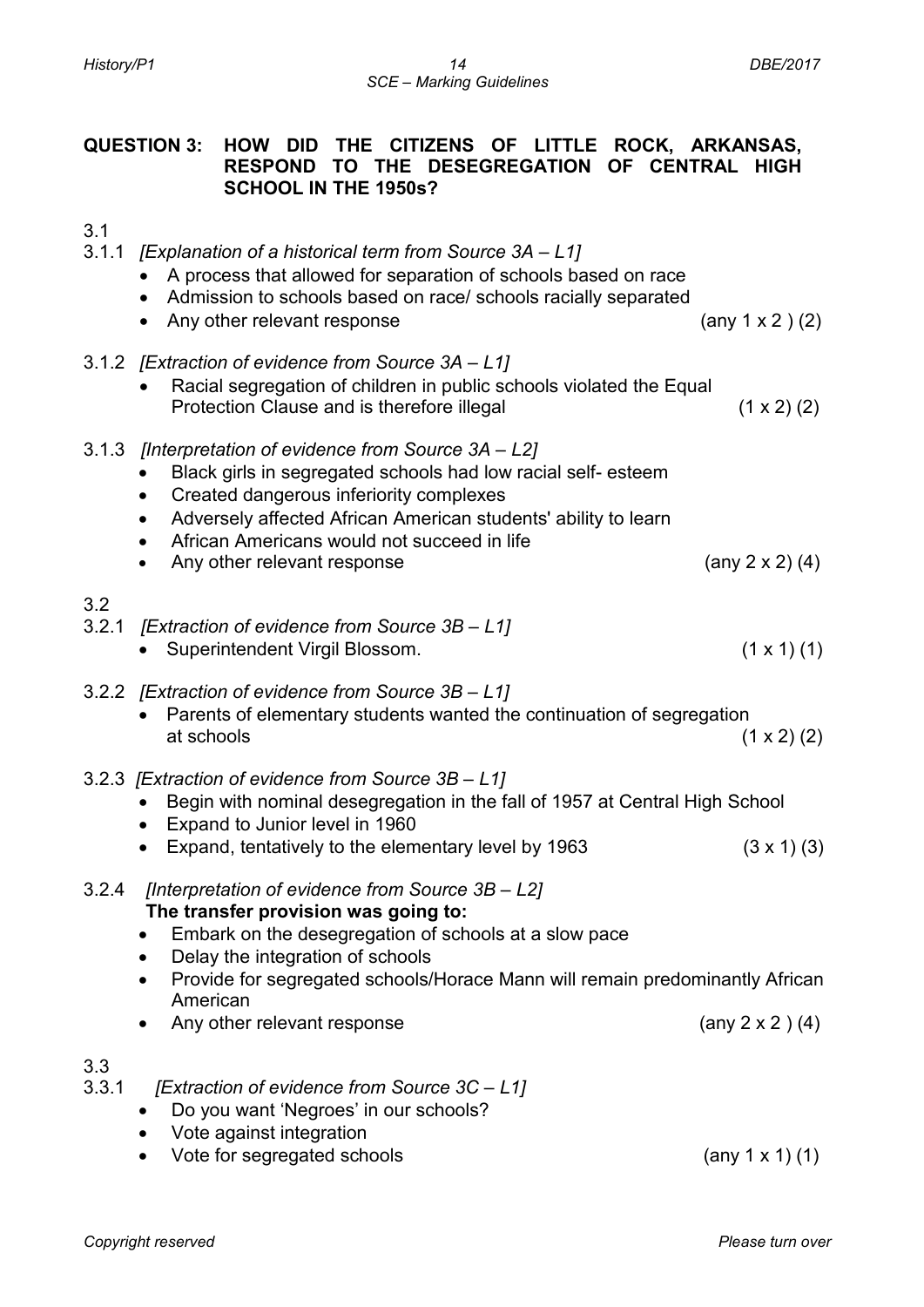## QUESTION 3: HOW DID THE CITIZENS OF LITTLE ROCK, ARKANSAS, RESPOND TO THE DESEGREGATION OF CENTRAL HIGH SCHOOL IN THE 1950s?

3.1

3.1.1 *[Explanation of a historical term from Source 3A – L1]*

- A process that allowed for separation of schools based on race
- Admission to schools based on race/ schools racially separated
- Any other relevant response (any 1 x 2 ) (2)

3.1.2 *[Extraction of evidence from Source 3A – L1]*

- Racial segregation of children in public schools violated the Equal Protection Clause and is therefore illegal (1 x 2) (2)

3.1.3 *[Interpretation of evidence from Source 3A – L2]*

- Black girls in segregated schools had low racial self- esteem
- Created dangerous inferiority complexes
- Adversely affected African American students' ability to learn
- African Americans would not succeed in life
- Any other relevant response (any 2 x 2) (4)

3.2

3.2.1 *[Extraction of evidence from Source 3B – L1]*

- Superintendent Virgil Blossom. (1 x 1) (1)

3.2.2 *[Extraction of evidence from Source 3B – L1]*

- Parents of elementary students wanted the continuation of segregation at schools (1 x 2) (2)

3.2.3 *[Extraction of evidence from Source 3B – L1]*

- Begin with nominal desegregation in the fall of 1957 at Central High School
- Expand to Junior level in 1960
- Expand, tentatively to the elementary level by 1963 (3 x 1) (3)

3.2.4 *[Interpretation of evidence from Source 3B – L2]*

**The transfer provision was going to:**

- Embark on the desegregation of schools at a slow pace
- Delay the integration of schools
- Provide for segregated schools/Horace Mann will remain predominantly African American
- Any other relevant response (any 2 x 2 ) (4)

3.3

3.3.1 *[Extraction of evidence from Source 3C – L1]*

- Do you want 'Negroes' in our schools?
- Vote against integration
- Vote for segregated schools (any 1 x 1) (1)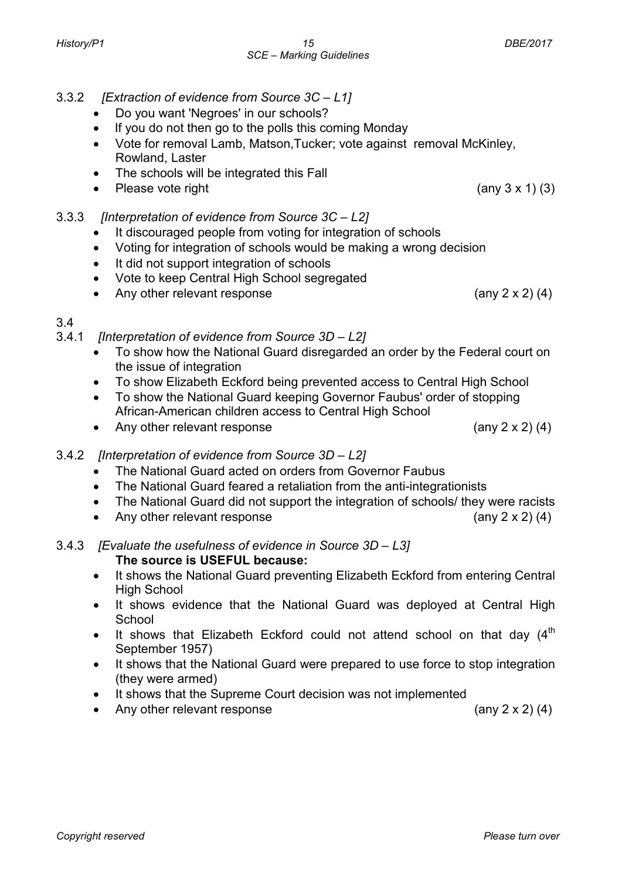3.3.2 *[Extraction of evidence from Source 3C – L1]*

- Do you want 'Negroes' in our schools?
- If you do not then go to the polls this coming Monday
- Vote for removal Lamb, Matson,Tucker; vote against removal McKinley, Rowland, Laster
- The schools will be integrated this Fall
- Please vote right (any 3 x 1) (3)

3.3.3 *[Interpretation of evidence from Source 3C – L2]*

- It discouraged people from voting for integration of schools
- Voting for integration of schools would be making a wrong decision
- It did not support integration of schools
- Vote to keep Central High School segregated
- Any other relevant response (any 2 x 2) (4)

3.4

3.4.1 *[Interpretation of evidence from Source 3D – L2]*

- To show how the National Guard disregarded an order by the Federal court on the issue of integration
- To show Elizabeth Eckford being prevented access to Central High School
- To show the National Guard keeping Governor Faubus' order of stopping African-American children access to Central High School
- Any other relevant response (any 2 x 2) (4)

3.4.2 *[Interpretation of evidence from Source 3D – L2]*

- The National Guard acted on orders from Governor Faubus
- The National Guard feared a retaliation from the anti-integrationists
- The National Guard did not support the integration of schools/ they were racists
- Any other relevant response (any 2 x 2) (4)

3.4.3 *[Evaluate the usefulness of evidence in Source 3D – L3]*

**The source is USEFUL because:**

- It shows the National Guard preventing Elizabeth Eckford from entering Central High School
- It shows evidence that the National Guard was deployed at Central High School
- It shows that Elizabeth Eckford could not attend school on that day (4th September 1957)
- It shows that the National Guard were prepared to use force to stop integration (they were armed)
- It shows that the Supreme Court decision was not implemented
- Any other relevant response (any 2 x 2) (4)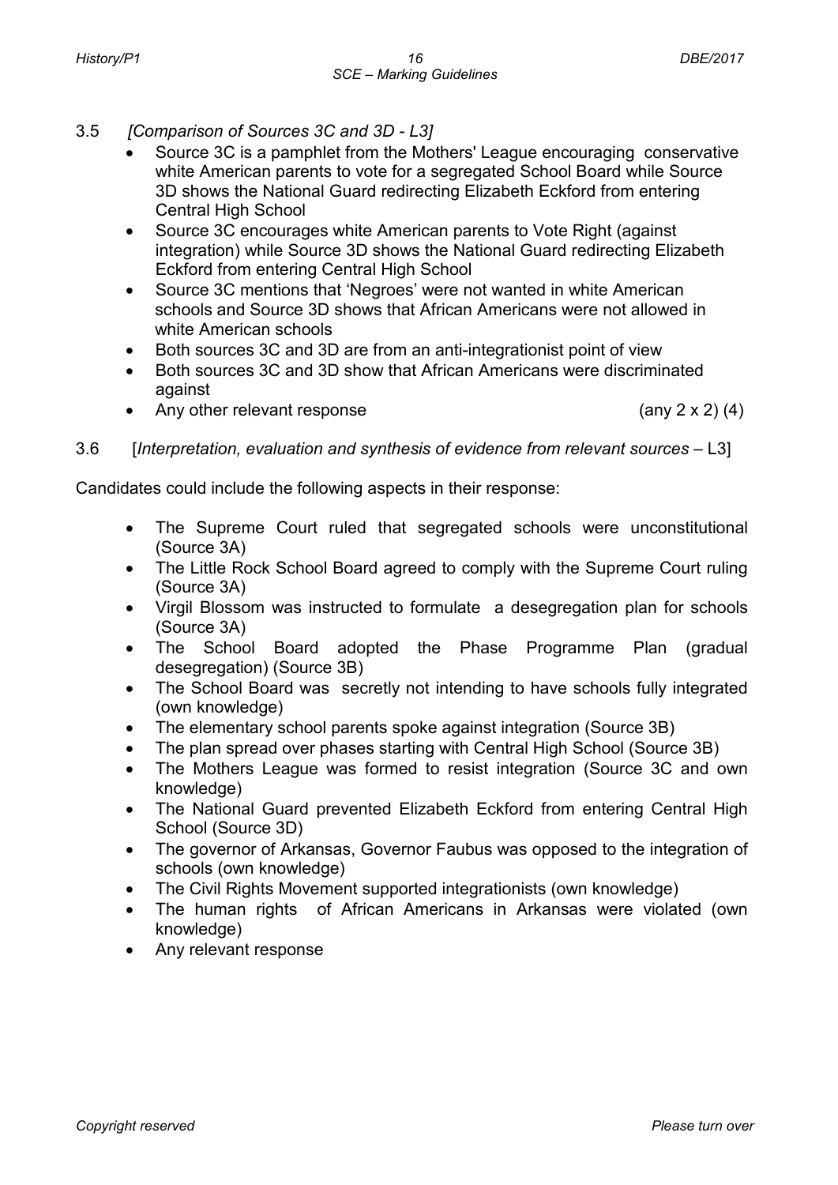3.5 *[Comparison of Sources 3C and 3D - L3]*

- Source 3C is a pamphlet from the Mothers' League encouraging conservative white American parents to vote for a segregated School Board while Source 3D shows the National Guard redirecting Elizabeth Eckford from entering Central High School
- Source 3C encourages white American parents to Vote Right (against integration) while Source 3D shows the National Guard redirecting Elizabeth Eckford from entering Central High School
- Source 3C mentions that 'Negroes' were not wanted in white American schools and Source 3D shows that African Americans were not allowed in white American schools
- Both sources 3C and 3D are from an anti-integrationist point of view
- Both sources 3C and 3D show that African Americans were discriminated against
- Any other relevant response (any 2 x 2) (4)

3.6 [*Interpretation, evaluation and synthesis of evidence from relevant sources* – L3]

Candidates could include the following aspects in their response:

- The Supreme Court ruled that segregated schools were unconstitutional (Source 3A)
- The Little Rock School Board agreed to comply with the Supreme Court ruling (Source 3A)
- Virgil Blossom was instructed to formulate a desegregation plan for schools (Source 3A)
- The School Board adopted the Phase Programme Plan (gradual desegregation) (Source 3B)
- The School Board was secretly not intending to have schools fully integrated (own knowledge)
- The elementary school parents spoke against integration (Source 3B)
- The plan spread over phases starting with Central High School (Source 3B)
- The Mothers League was formed to resist integration (Source 3C and own knowledge)
- The National Guard prevented Elizabeth Eckford from entering Central High School (Source 3D)
- The governor of Arkansas, Governor Faubus was opposed to the integration of schools (own knowledge)
- The Civil Rights Movement supported integrationists (own knowledge)
- The human rights of African Americans in Arkansas were violated (own knowledge)
- Any relevant response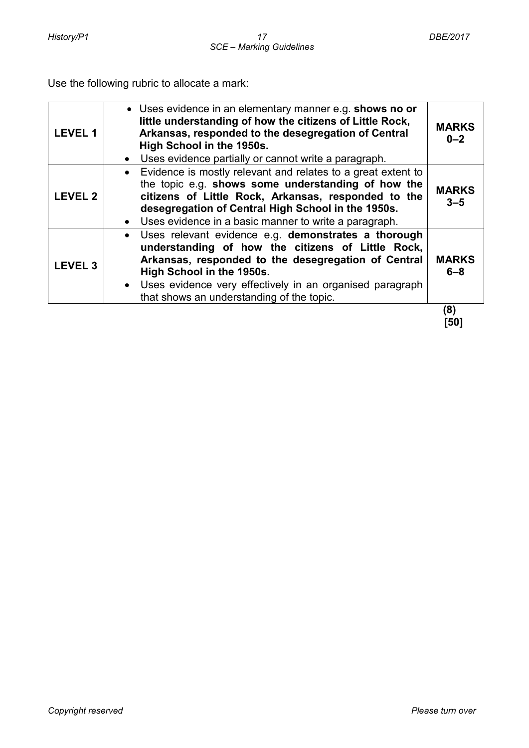Use the following rubric to allocate a mark:

| | | |
|---|---|---|
| **LEVEL 1** | • Uses evidence in an elementary manner e.g. **shows no or little understanding of how the citizens of Little Rock, Arkansas, responded to the desegregation of Central High School in the 1950s.**<br>• Uses evidence partially or cannot write a paragraph. | **MARKS 0–2** |
| **LEVEL 2** | • Evidence is mostly relevant and relates to a great extent to the topic e.g. **shows some understanding of how the citizens of Little Rock, Arkansas, responded to the desegregation of Central High School in the 1950s.**<br>• Uses evidence in a basic manner to write a paragraph. | **MARKS 3–5** |
| **LEVEL 3** | • Uses relevant evidence e.g. **demonstrates a thorough understanding of how the citizens of Little Rock, Arkansas, responded to the desegregation of Central High School in the 1950s.**<br>• Uses evidence very effectively in an organised paragraph that shows an understanding of the topic. | **MARKS 6–8** |

**(8)**
**[50]**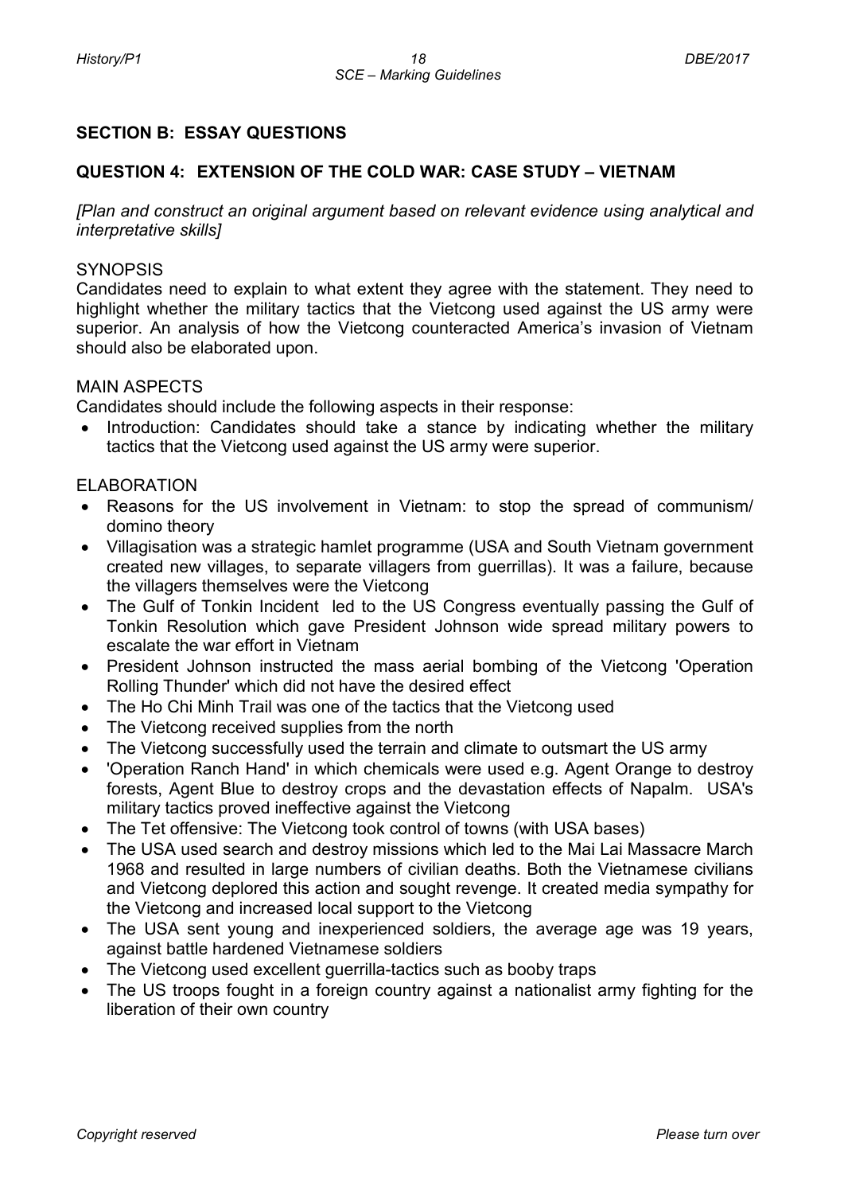## SECTION B: ESSAY QUESTIONS

### QUESTION 4: EXTENSION OF THE COLD WAR: CASE STUDY – VIETNAM

*[Plan and construct an original argument based on relevant evidence using analytical and interpretative skills]*

SYNOPSIS

Candidates need to explain to what extent they agree with the statement. They need to highlight whether the military tactics that the Vietcong used against the US army were superior. An analysis of how the Vietcong counteracted America's invasion of Vietnam should also be elaborated upon.

MAIN ASPECTS

Candidates should include the following aspects in their response:

- Introduction: Candidates should take a stance by indicating whether the military tactics that the Vietcong used against the US army were superior.

ELABORATION

- Reasons for the US involvement in Vietnam: to stop the spread of communism/ domino theory
- Villagisation was a strategic hamlet programme (USA and South Vietnam government created new villages, to separate villagers from guerrillas). It was a failure, because the villagers themselves were the Vietcong
- The Gulf of Tonkin Incident led to the US Congress eventually passing the Gulf of Tonkin Resolution which gave President Johnson wide spread military powers to escalate the war effort in Vietnam
- President Johnson instructed the mass aerial bombing of the Vietcong 'Operation Rolling Thunder' which did not have the desired effect
- The Ho Chi Minh Trail was one of the tactics that the Vietcong used
- The Vietcong received supplies from the north
- The Vietcong successfully used the terrain and climate to outsmart the US army
- 'Operation Ranch Hand' in which chemicals were used e.g. Agent Orange to destroy forests, Agent Blue to destroy crops and the devastation effects of Napalm. USA's military tactics proved ineffective against the Vietcong
- The Tet offensive: The Vietcong took control of towns (with USA bases)
- The USA used search and destroy missions which led to the Mai Lai Massacre March 1968 and resulted in large numbers of civilian deaths. Both the Vietnamese civilians and Vietcong deplored this action and sought revenge. It created media sympathy for the Vietcong and increased local support to the Vietcong
- The USA sent young and inexperienced soldiers, the average age was 19 years, against battle hardened Vietnamese soldiers
- The Vietcong used excellent guerrilla-tactics such as booby traps
- The US troops fought in a foreign country against a nationalist army fighting for the liberation of their own country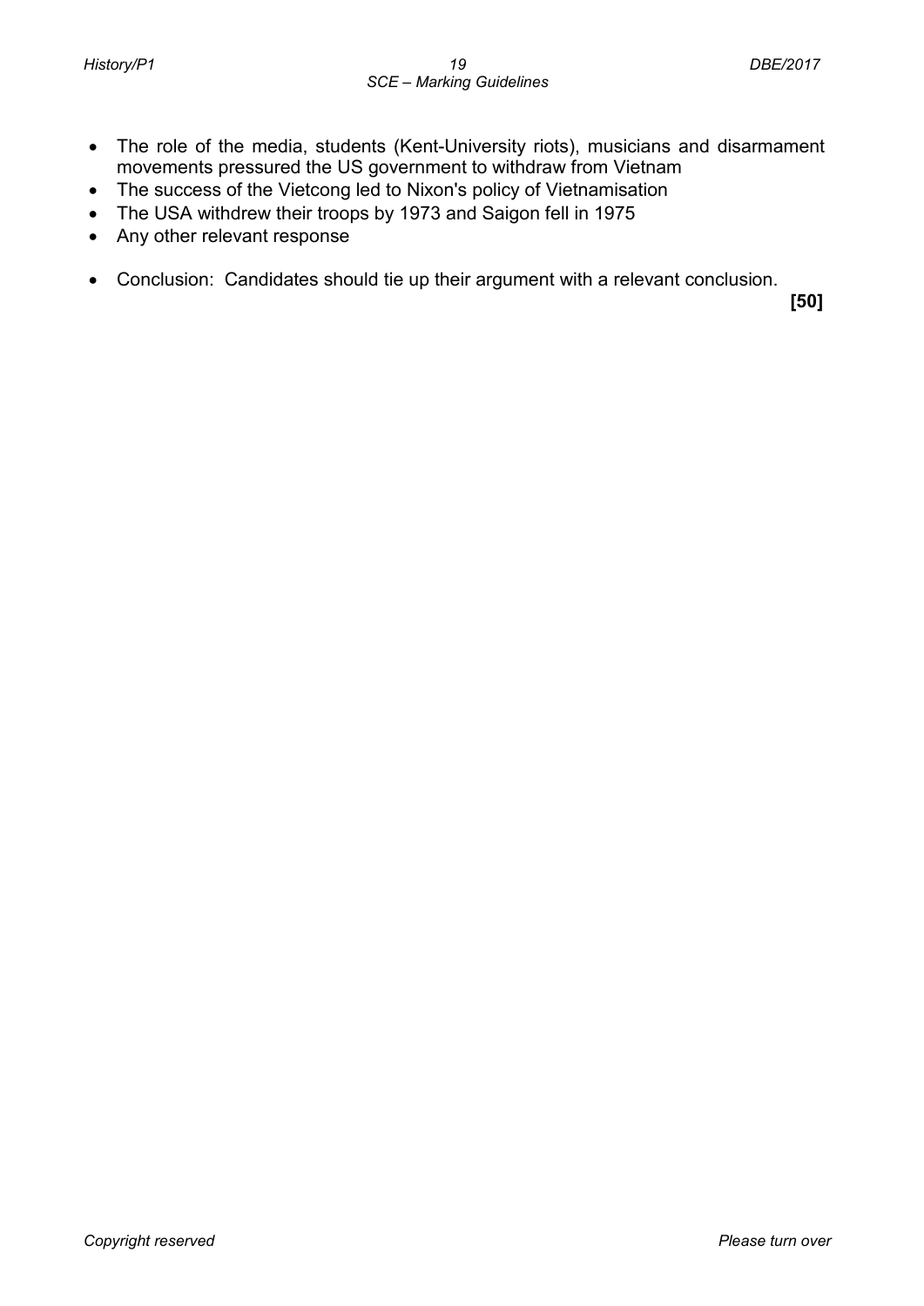- The role of the media, students (Kent-University riots), musicians and disarmament movements pressured the US government to withdraw from Vietnam
- The success of the Vietcong led to Nixon's policy of Vietnamisation
- The USA withdrew their troops by 1973 and Saigon fell in 1975
- Any other relevant response

- Conclusion: Candidates should tie up their argument with a relevant conclusion.

**[50]**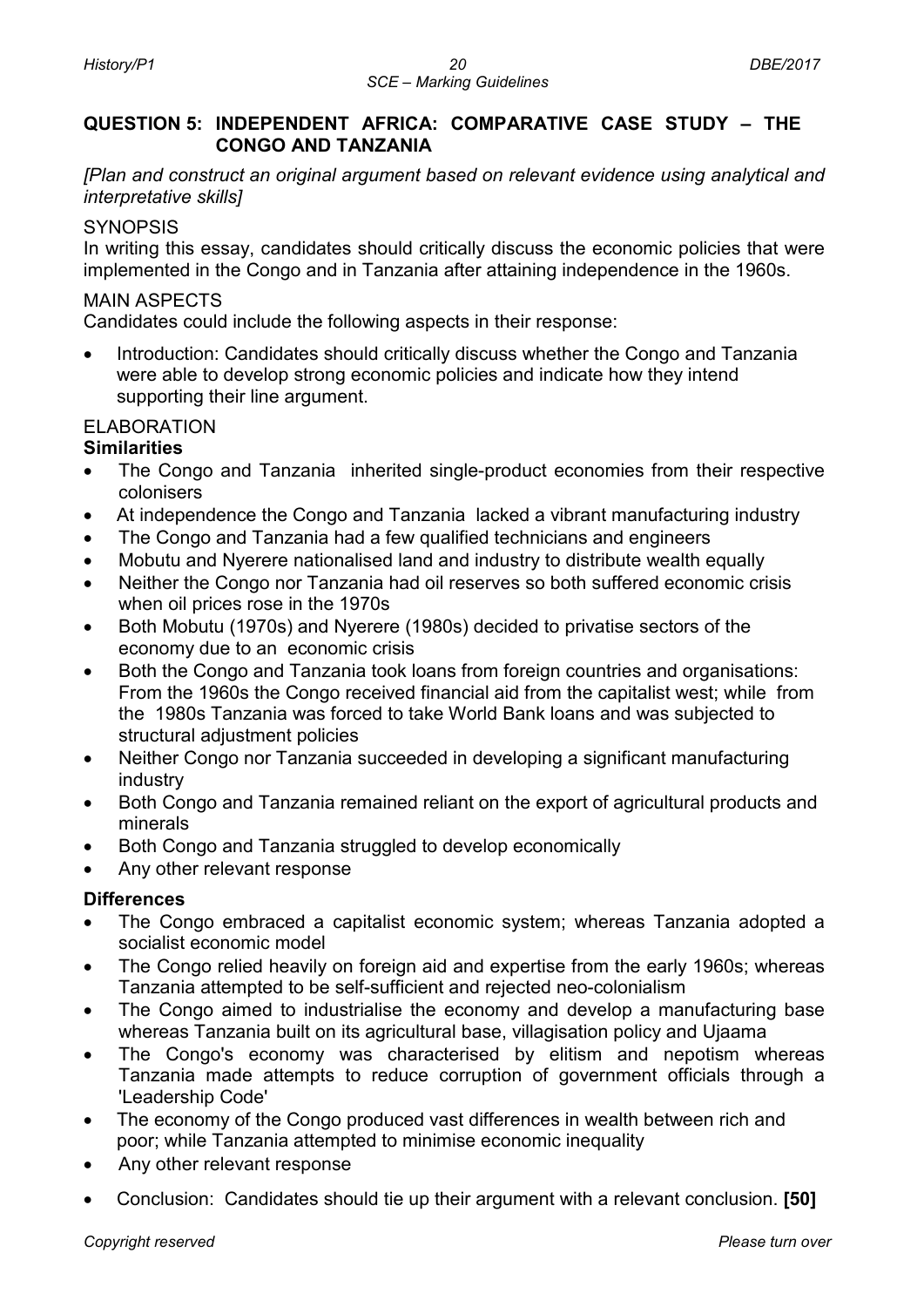## QUESTION 5: INDEPENDENT AFRICA: COMPARATIVE CASE STUDY – THE CONGO AND TANZANIA

*[Plan and construct an original argument based on relevant evidence using analytical and interpretative skills]*

SYNOPSIS

In writing this essay, candidates should critically discuss the economic policies that were implemented in the Congo and in Tanzania after attaining independence in the 1960s.

MAIN ASPECTS

Candidates could include the following aspects in their response:

- Introduction: Candidates should critically discuss whether the Congo and Tanzania were able to develop strong economic policies and indicate how they intend supporting their line argument.

ELABORATION

**Similarities**

- The Congo and Tanzania inherited single-product economies from their respective colonisers
- At independence the Congo and Tanzania lacked a vibrant manufacturing industry
- The Congo and Tanzania had a few qualified technicians and engineers
- Mobutu and Nyerere nationalised land and industry to distribute wealth equally
- Neither the Congo nor Tanzania had oil reserves so both suffered economic crisis when oil prices rose in the 1970s
- Both Mobutu (1970s) and Nyerere (1980s) decided to privatise sectors of the economy due to an economic crisis
- Both the Congo and Tanzania took loans from foreign countries and organisations: From the 1960s the Congo received financial aid from the capitalist west; while from the 1980s Tanzania was forced to take World Bank loans and was subjected to structural adjustment policies
- Neither Congo nor Tanzania succeeded in developing a significant manufacturing industry
- Both Congo and Tanzania remained reliant on the export of agricultural products and minerals
- Both Congo and Tanzania struggled to develop economically
- Any other relevant response

**Differences**

- The Congo embraced a capitalist economic system; whereas Tanzania adopted a socialist economic model
- The Congo relied heavily on foreign aid and expertise from the early 1960s; whereas Tanzania attempted to be self-sufficient and rejected neo-colonialism
- The Congo aimed to industrialise the economy and develop a manufacturing base whereas Tanzania built on its agricultural base, villagisation policy and Ujaama
- The Congo's economy was characterised by elitism and nepotism whereas Tanzania made attempts to reduce corruption of government officials through a 'Leadership Code'
- The economy of the Congo produced vast differences in wealth between rich and poor; while Tanzania attempted to minimise economic inequality
- Any other relevant response

- Conclusion: Candidates should tie up their argument with a relevant conclusion. **[50]**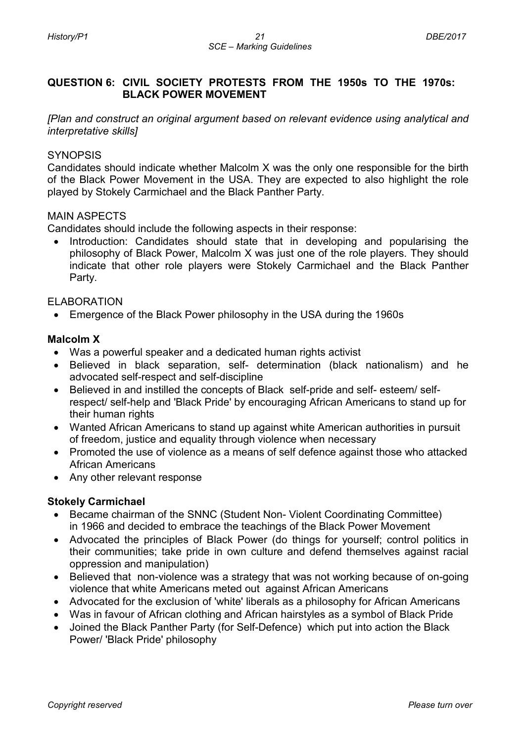## QUESTION 6: CIVIL SOCIETY PROTESTS FROM THE 1950s TO THE 1970s: BLACK POWER MOVEMENT

*[Plan and construct an original argument based on relevant evidence using analytical and interpretative skills]*

SYNOPSIS

Candidates should indicate whether Malcolm X was the only one responsible for the birth of the Black Power Movement in the USA. They are expected to also highlight the role played by Stokely Carmichael and the Black Panther Party.

MAIN ASPECTS

Candidates should include the following aspects in their response:

- Introduction: Candidates should state that in developing and popularising the philosophy of Black Power, Malcolm X was just one of the role players. They should indicate that other role players were Stokely Carmichael and the Black Panther Party.

ELABORATION

- Emergence of the Black Power philosophy in the USA during the 1960s

**Malcolm X**

- Was a powerful speaker and a dedicated human rights activist
- Believed in black separation, self- determination (black nationalism) and he advocated self-respect and self-discipline
- Believed in and instilled the concepts of Black self-pride and self- esteem/ self-respect/ self-help and 'Black Pride' by encouraging African Americans to stand up for their human rights
- Wanted African Americans to stand up against white American authorities in pursuit of freedom, justice and equality through violence when necessary
- Promoted the use of violence as a means of self defence against those who attacked African Americans
- Any other relevant response

**Stokely Carmichael**

- Became chairman of the SNNC (Student Non- Violent Coordinating Committee) in 1966 and decided to embrace the teachings of the Black Power Movement
- Advocated the principles of Black Power (do things for yourself; control politics in their communities; take pride in own culture and defend themselves against racial oppression and manipulation)
- Believed that non-violence was a strategy that was not working because of on-going violence that white Americans meted out against African Americans
- Advocated for the exclusion of 'white' liberals as a philosophy for African Americans
- Was in favour of African clothing and African hairstyles as a symbol of Black Pride
- Joined the Black Panther Party (for Self-Defence) which put into action the Black Power/ 'Black Pride' philosophy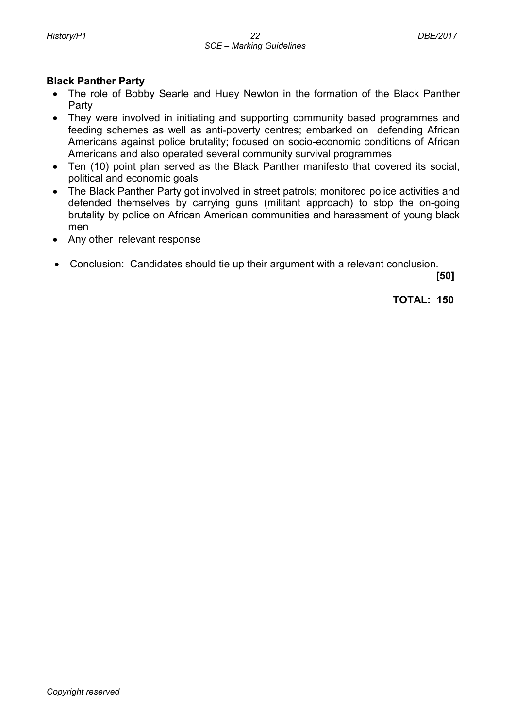**Black Panther Party**

- The role of Bobby Searle and Huey Newton in the formation of the Black Panther Party
- They were involved in initiating and supporting community based programmes and feeding schemes as well as anti-poverty centres; embarked on defending African Americans against police brutality; focused on socio-economic conditions of African Americans and also operated several community survival programmes
- Ten (10) point plan served as the Black Panther manifesto that covered its social, political and economic goals
- The Black Panther Party got involved in street patrols; monitored police activities and defended themselves by carrying guns (militant approach) to stop the on-going brutality by police on African American communities and harassment of young black men
- Any other relevant response

- Conclusion: Candidates should tie up their argument with a relevant conclusion.

**[50]**

**TOTAL: 150**